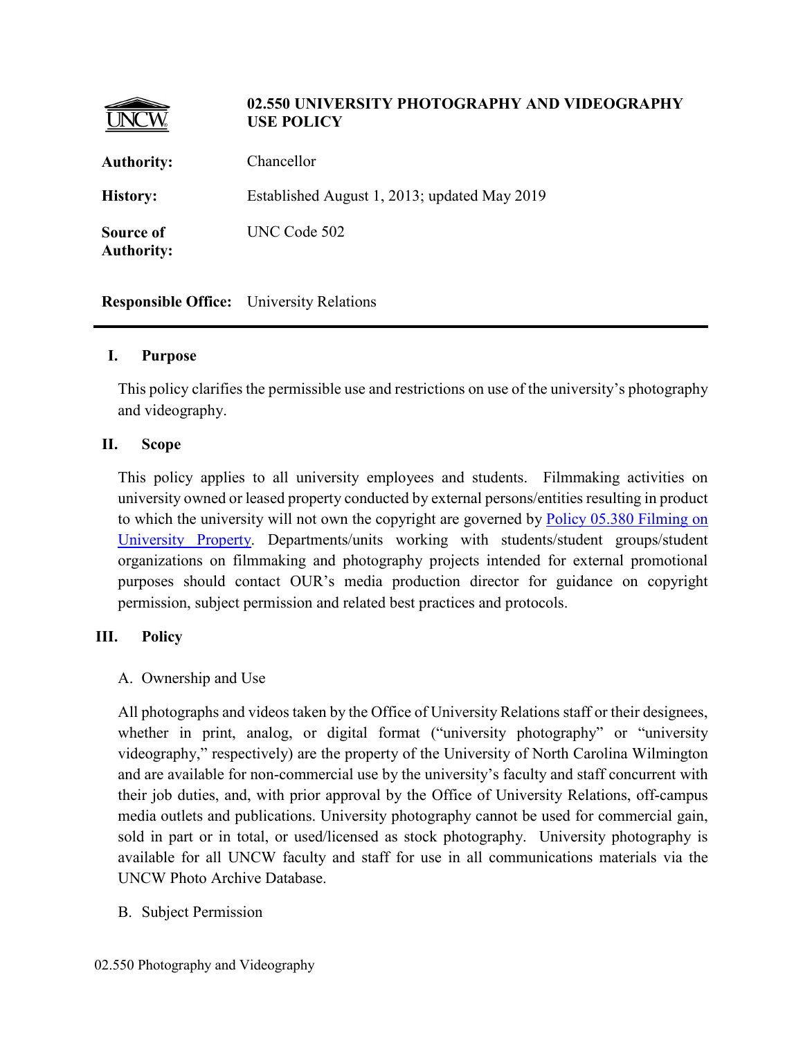# 02.550 UNIVERSITY PHOTOGRAPHY AND VIDEOGRAPHY USE POLICY

**Authority:** Chancellor

**History:** Established August 1, 2013; updated May 2019

**Source of Authority:** UNC Code 502

**Responsible Office:** University Relations

---

## I. Purpose

This policy clarifies the permissible use and restrictions on use of the university's photography and videography.

## II. Scope

This policy applies to all university employees and students. Filmmaking activities on university owned or leased property conducted by external persons/entities resulting in product to which the university will not own the copyright are governed by Policy 05.380 Filming on University Property. Departments/units working with students/student groups/student organizations on filmmaking and photography projects intended for external promotional purposes should contact OUR's media production director for guidance on copyright permission, subject permission and related best practices and protocols.

## III. Policy

### A. Ownership and Use

All photographs and videos taken by the Office of University Relations staff or their designees, whether in print, analog, or digital format ("university photography" or "university videography," respectively) are the property of the University of North Carolina Wilmington and are available for non-commercial use by the university's faculty and staff concurrent with their job duties, and, with prior approval by the Office of University Relations, off-campus media outlets and publications. University photography cannot be used for commercial gain, sold in part or in total, or used/licensed as stock photography. University photography is available for all UNCW faculty and staff for use in all communications materials via the UNCW Photo Archive Database.

### B. Subject Permission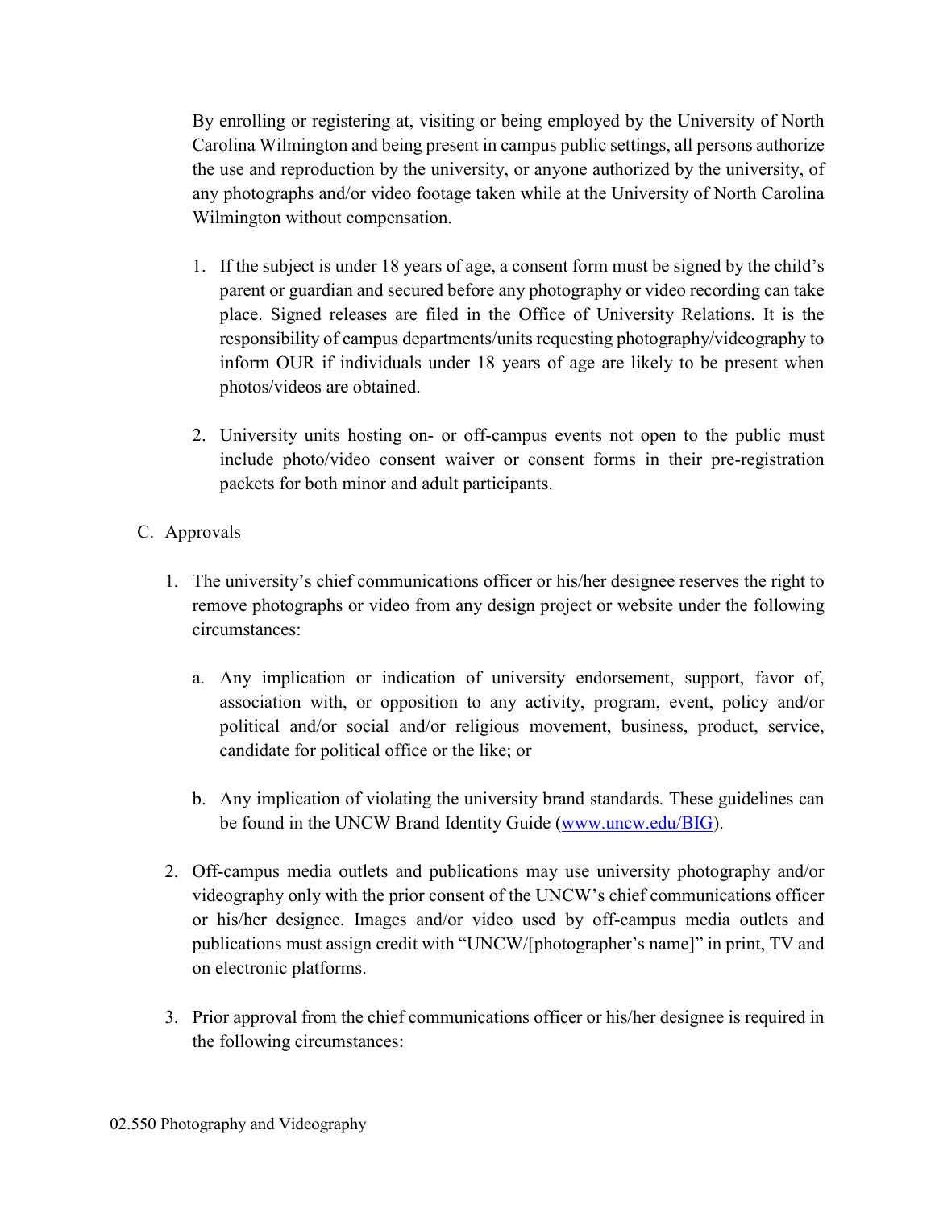By enrolling or registering at, visiting or being employed by the University of North Carolina Wilmington and being present in campus public settings, all persons authorize the use and reproduction by the university, or anyone authorized by the university, of any photographs and/or video footage taken while at the University of North Carolina Wilmington without compensation.

1. If the subject is under 18 years of age, a consent form must be signed by the child's parent or guardian and secured before any photography or video recording can take place. Signed releases are filed in the Office of University Relations. It is the responsibility of campus departments/units requesting photography/videography to inform OUR if individuals under 18 years of age are likely to be present when photos/videos are obtained.

2. University units hosting on- or off-campus events not open to the public must include photo/video consent waiver or consent forms in their pre-registration packets for both minor and adult participants.

C. Approvals

1. The university's chief communications officer or his/her designee reserves the right to remove photographs or video from any design project or website under the following circumstances:

   a. Any implication or indication of university endorsement, support, favor of, association with, or opposition to any activity, program, event, policy and/or political and/or social and/or religious movement, business, product, service, candidate for political office or the like; or

   b. Any implication of violating the university brand standards. These guidelines can be found in the UNCW Brand Identity Guide (www.uncw.edu/BIG).

2. Off-campus media outlets and publications may use university photography and/or videography only with the prior consent of the UNCW's chief communications officer or his/her designee. Images and/or video used by off-campus media outlets and publications must assign credit with "UNCW/[photographer's name]" in print, TV and on electronic platforms.

3. Prior approval from the chief communications officer or his/her designee is required in the following circumstances: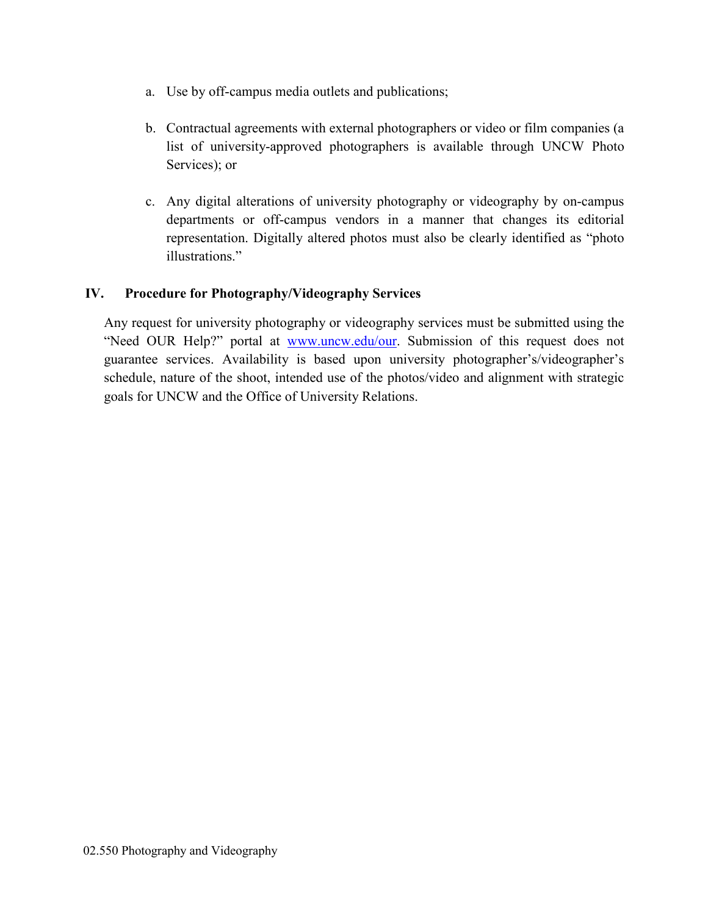a. Use by off-campus media outlets and publications;

b. Contractual agreements with external photographers or video or film companies (a list of university-approved photographers is available through UNCW Photo Services); or

c. Any digital alterations of university photography or videography by on-campus departments or off-campus vendors in a manner that changes its editorial representation. Digitally altered photos must also be clearly identified as "photo illustrations."

## IV. Procedure for Photography/Videography Services

Any request for university photography or videography services must be submitted using the "Need OUR Help?" portal at [www.uncw.edu/our](www.uncw.edu/our). Submission of this request does not guarantee services. Availability is based upon university photographer's/videographer's schedule, nature of the shoot, intended use of the photos/video and alignment with strategic goals for UNCW and the Office of University Relations.